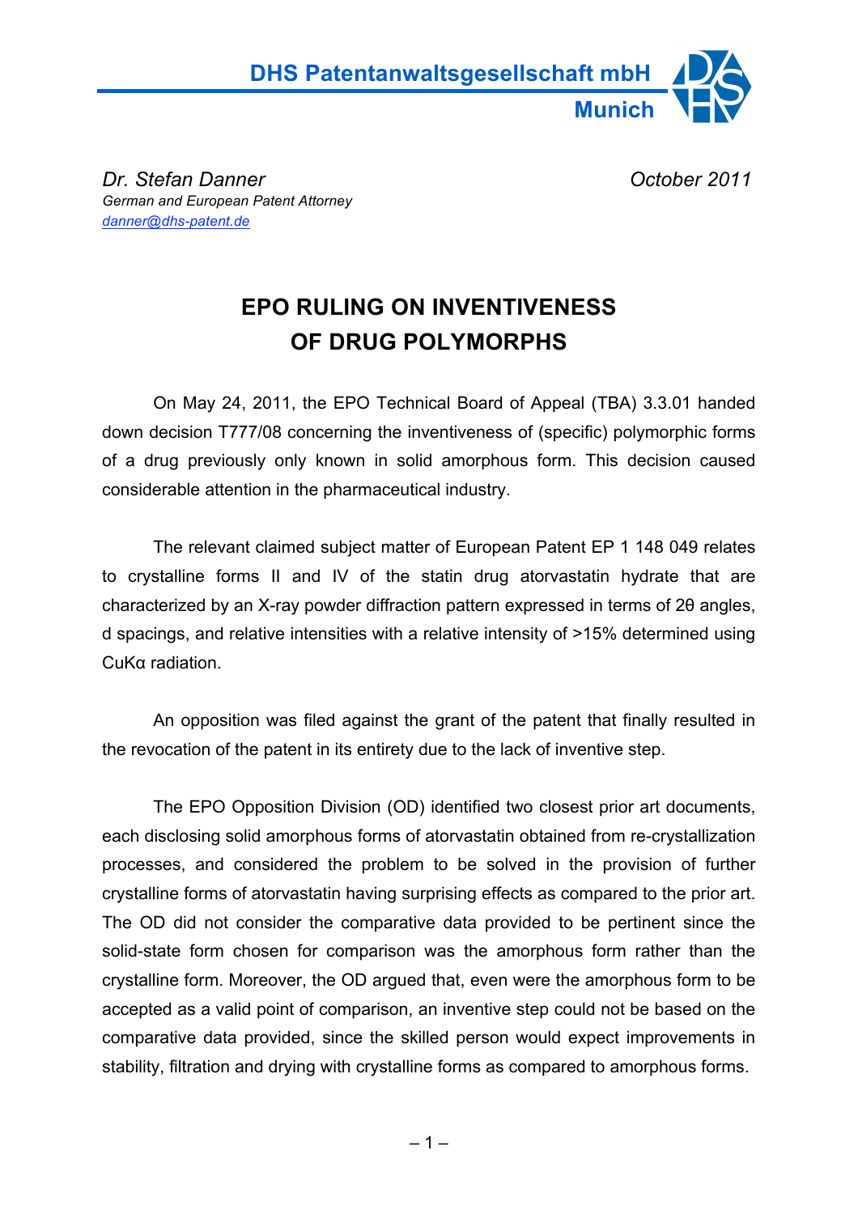**DHS Patentanwaltsgesellschaft mbH**
**Munich**

*Dr. Stefan Danner* *October 2011*
*German and European Patent Attorney*
*danner@dhs-patent.de*

# EPO RULING ON INVENTIVENESS OF DRUG POLYMORPHS

On May 24, 2011, the EPO Technical Board of Appeal (TBA) 3.3.01 handed down decision T777/08 concerning the inventiveness of (specific) polymorphic forms of a drug previously only known in solid amorphous form. This decision caused considerable attention in the pharmaceutical industry.

The relevant claimed subject matter of European Patent EP 1 148 049 relates to crystalline forms II and IV of the statin drug atorvastatin hydrate that are characterized by an X-ray powder diffraction pattern expressed in terms of 2θ angles, d spacings, and relative intensities with a relative intensity of >15% determined using CuKα radiation.

An opposition was filed against the grant of the patent that finally resulted in the revocation of the patent in its entirety due to the lack of inventive step.

The EPO Opposition Division (OD) identified two closest prior art documents, each disclosing solid amorphous forms of atorvastatin obtained from re-crystallization processes, and considered the problem to be solved in the provision of further crystalline forms of atorvastatin having surprising effects as compared to the prior art. The OD did not consider the comparative data provided to be pertinent since the solid-state form chosen for comparison was the amorphous form rather than the crystalline form. Moreover, the OD argued that, even were the amorphous form to be accepted as a valid point of comparison, an inventive step could not be based on the comparative data provided, since the skilled person would expect improvements in stability, filtration and drying with crystalline forms as compared to amorphous forms.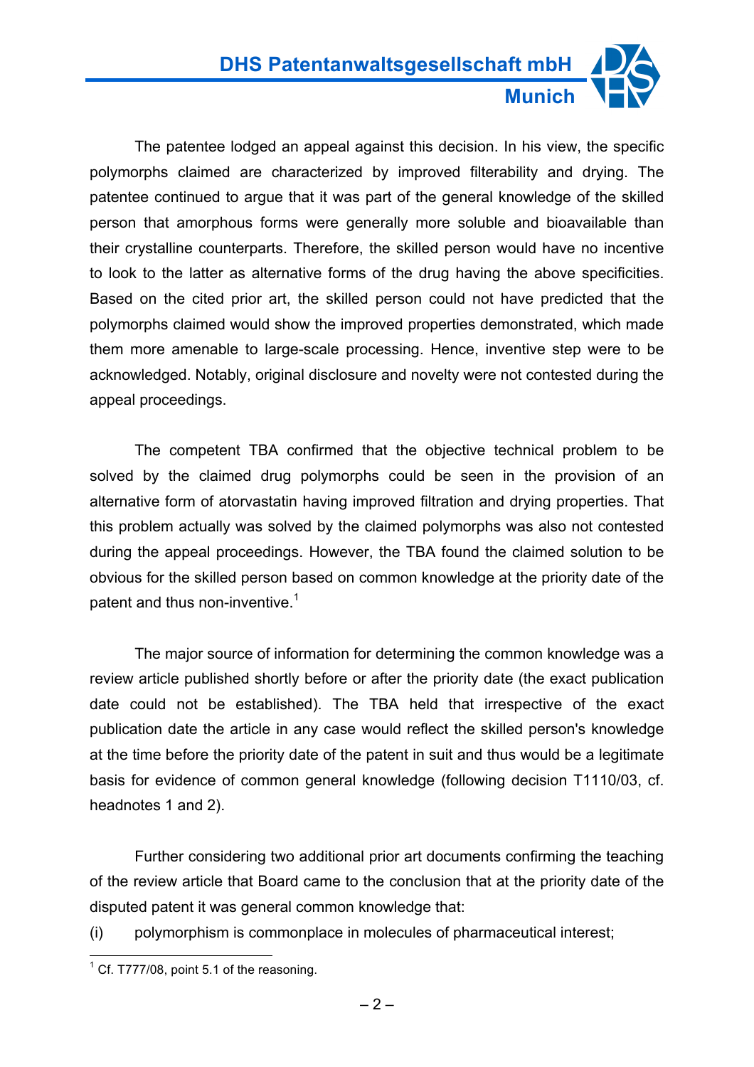The patentee lodged an appeal against this decision. In his view, the specific polymorphs claimed are characterized by improved filterability and drying. The patentee continued to argue that it was part of the general knowledge of the skilled person that amorphous forms were generally more soluble and bioavailable than their crystalline counterparts. Therefore, the skilled person would have no incentive to look to the latter as alternative forms of the drug having the above specificities. Based on the cited prior art, the skilled person could not have predicted that the polymorphs claimed would show the improved properties demonstrated, which made them more amenable to large-scale processing. Hence, inventive step were to be acknowledged. Notably, original disclosure and novelty were not contested during the appeal proceedings.

The competent TBA confirmed that the objective technical problem to be solved by the claimed drug polymorphs could be seen in the provision of an alternative form of atorvastatin having improved filtration and drying properties. That this problem actually was solved by the claimed polymorphs was also not contested during the appeal proceedings. However, the TBA found the claimed solution to be obvious for the skilled person based on common knowledge at the priority date of the patent and thus non-inventive.[1]

The major source of information for determining the common knowledge was a review article published shortly before or after the priority date (the exact publication date could not be established). The TBA held that irrespective of the exact publication date the article in any case would reflect the skilled person's knowledge at the time before the priority date of the patent in suit and thus would be a legitimate basis for evidence of common general knowledge (following decision T1110/03, cf. headnotes 1 and 2).

Further considering two additional prior art documents confirming the teaching of the review article that Board came to the conclusion that at the priority date of the disputed patent it was general common knowledge that:

(i) polymorphism is commonplace in molecules of pharmaceutical interest;

[1] Cf. T777/08, point 5.1 of the reasoning.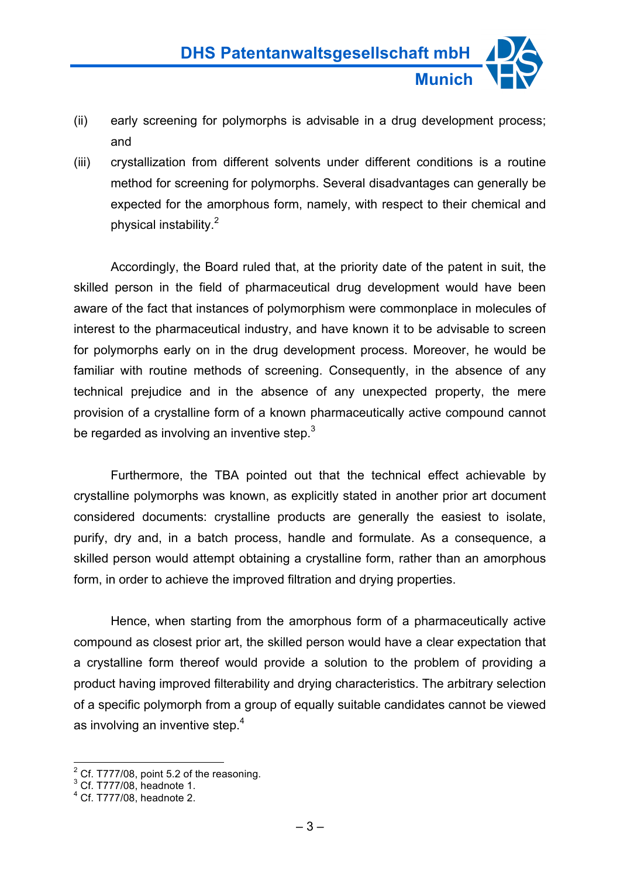(ii) early screening for polymorphs is advisable in a drug development process; and

(iii) crystallization from different solvents under different conditions is a routine method for screening for polymorphs. Several disadvantages can generally be expected for the amorphous form, namely, with respect to their chemical and physical instability.[2]

Accordingly, the Board ruled that, at the priority date of the patent in suit, the skilled person in the field of pharmaceutical drug development would have been aware of the fact that instances of polymorphism were commonplace in molecules of interest to the pharmaceutical industry, and have known it to be advisable to screen for polymorphs early on in the drug development process. Moreover, he would be familiar with routine methods of screening. Consequently, in the absence of any technical prejudice and in the absence of any unexpected property, the mere provision of a crystalline form of a known pharmaceutically active compound cannot be regarded as involving an inventive step.[3]

Furthermore, the TBA pointed out that the technical effect achievable by crystalline polymorphs was known, as explicitly stated in another prior art document considered documents: crystalline products are generally the easiest to isolate, purify, dry and, in a batch process, handle and formulate. As a consequence, a skilled person would attempt obtaining a crystalline form, rather than an amorphous form, in order to achieve the improved filtration and drying properties.

Hence, when starting from the amorphous form of a pharmaceutically active compound as closest prior art, the skilled person would have a clear expectation that a crystalline form thereof would provide a solution to the problem of providing a product having improved filterability and drying characteristics. The arbitrary selection of a specific polymorph from a group of equally suitable candidates cannot be viewed as involving an inventive step.[4]

---

[2] Cf. T777/08, point 5.2 of the reasoning.
[3] Cf. T777/08, headnote 1.
[4] Cf. T777/08, headnote 2.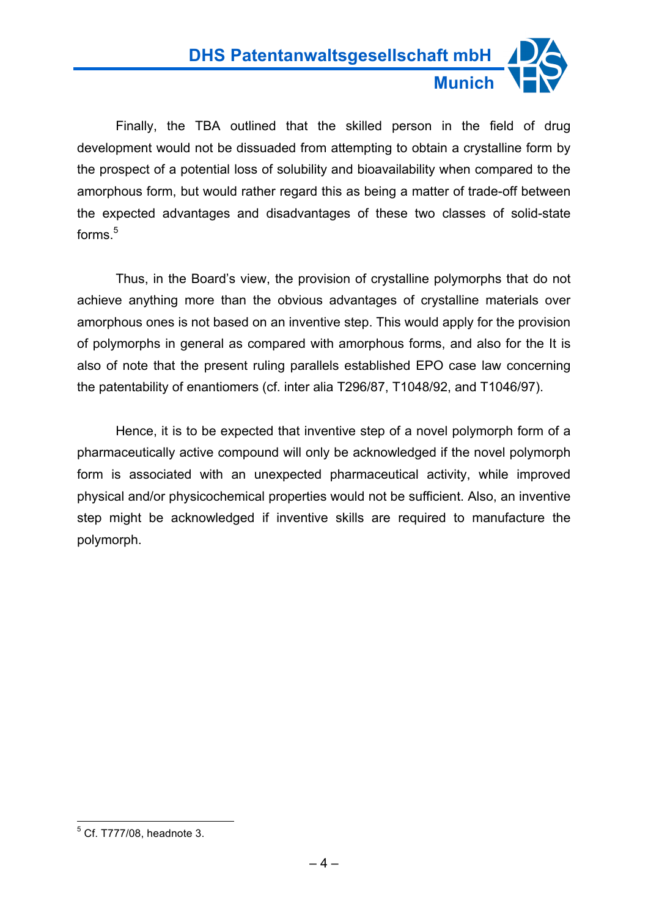Finally, the TBA outlined that the skilled person in the field of drug development would not be dissuaded from attempting to obtain a crystalline form by the prospect of a potential loss of solubility and bioavailability when compared to the amorphous form, but would rather regard this as being a matter of trade-off between the expected advantages and disadvantages of these two classes of solid-state forms.[5]

Thus, in the Board's view, the provision of crystalline polymorphs that do not achieve anything more than the obvious advantages of crystalline materials over amorphous ones is not based on an inventive step. This would apply for the provision of polymorphs in general as compared with amorphous forms, and also for the It is also of note that the present ruling parallels established EPO case law concerning the patentability of enantiomers (cf. inter alia T296/87, T1048/92, and T1046/97).

Hence, it is to be expected that inventive step of a novel polymorph form of a pharmaceutically active compound will only be acknowledged if the novel polymorph form is associated with an unexpected pharmaceutical activity, while improved physical and/or physicochemical properties would not be sufficient. Also, an inventive step might be acknowledged if inventive skills are required to manufacture the polymorph.

---

[5] Cf. T777/08, headnote 3.